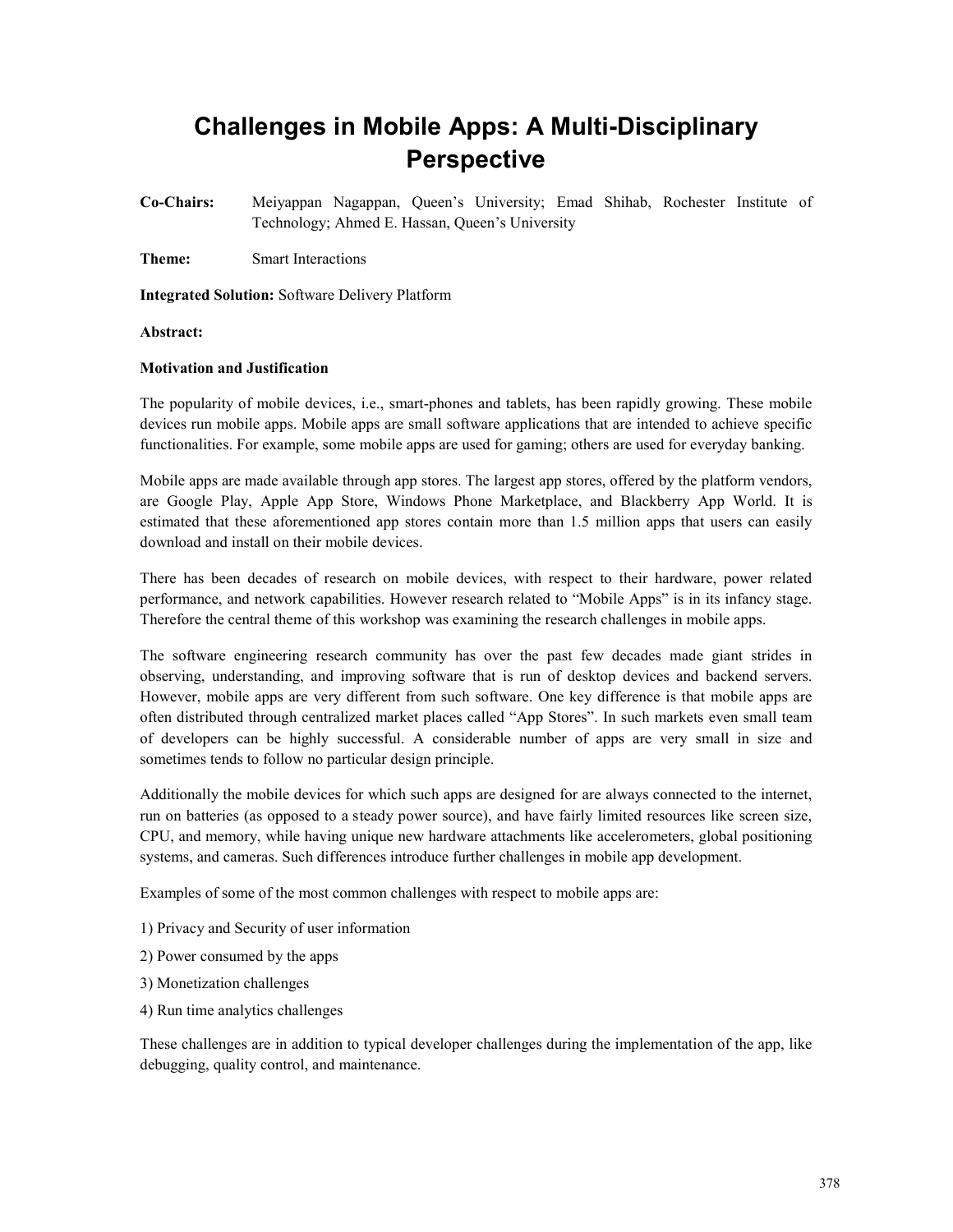# Challenges in Mobile Apps: A Multi-Disciplinary Perspective

**Co-Chairs:** Meiyappan Nagappan, Queen's University; Emad Shihab, Rochester Institute of Technology; Ahmed E. Hassan, Queen's University

**Theme:** Smart Interactions

**Integrated Solution:** Software Delivery Platform

**Abstract:**

**Motivation and Justification**

The popularity of mobile devices, i.e., smart-phones and tablets, has been rapidly growing. These mobile devices run mobile apps. Mobile apps are small software applications that are intended to achieve specific functionalities. For example, some mobile apps are used for gaming; others are used for everyday banking.

Mobile apps are made available through app stores. The largest app stores, offered by the platform vendors, are Google Play, Apple App Store, Windows Phone Marketplace, and Blackberry App World. It is estimated that these aforementioned app stores contain more than 1.5 million apps that users can easily download and install on their mobile devices.

There has been decades of research on mobile devices, with respect to their hardware, power related performance, and network capabilities. However research related to "Mobile Apps" is in its infancy stage. Therefore the central theme of this workshop was examining the research challenges in mobile apps.

The software engineering research community has over the past few decades made giant strides in observing, understanding, and improving software that is run of desktop devices and backend servers. However, mobile apps are very different from such software. One key difference is that mobile apps are often distributed through centralized market places called "App Stores". In such markets even small team of developers can be highly successful. A considerable number of apps are very small in size and sometimes tends to follow no particular design principle.

Additionally the mobile devices for which such apps are designed for are always connected to the internet, run on batteries (as opposed to a steady power source), and have fairly limited resources like screen size, CPU, and memory, while having unique new hardware attachments like accelerometers, global positioning systems, and cameras. Such differences introduce further challenges in mobile app development.

Examples of some of the most common challenges with respect to mobile apps are:

1) Privacy and Security of user information

2) Power consumed by the apps

3) Monetization challenges

4) Run time analytics challenges

These challenges are in addition to typical developer challenges during the implementation of the app, like debugging, quality control, and maintenance.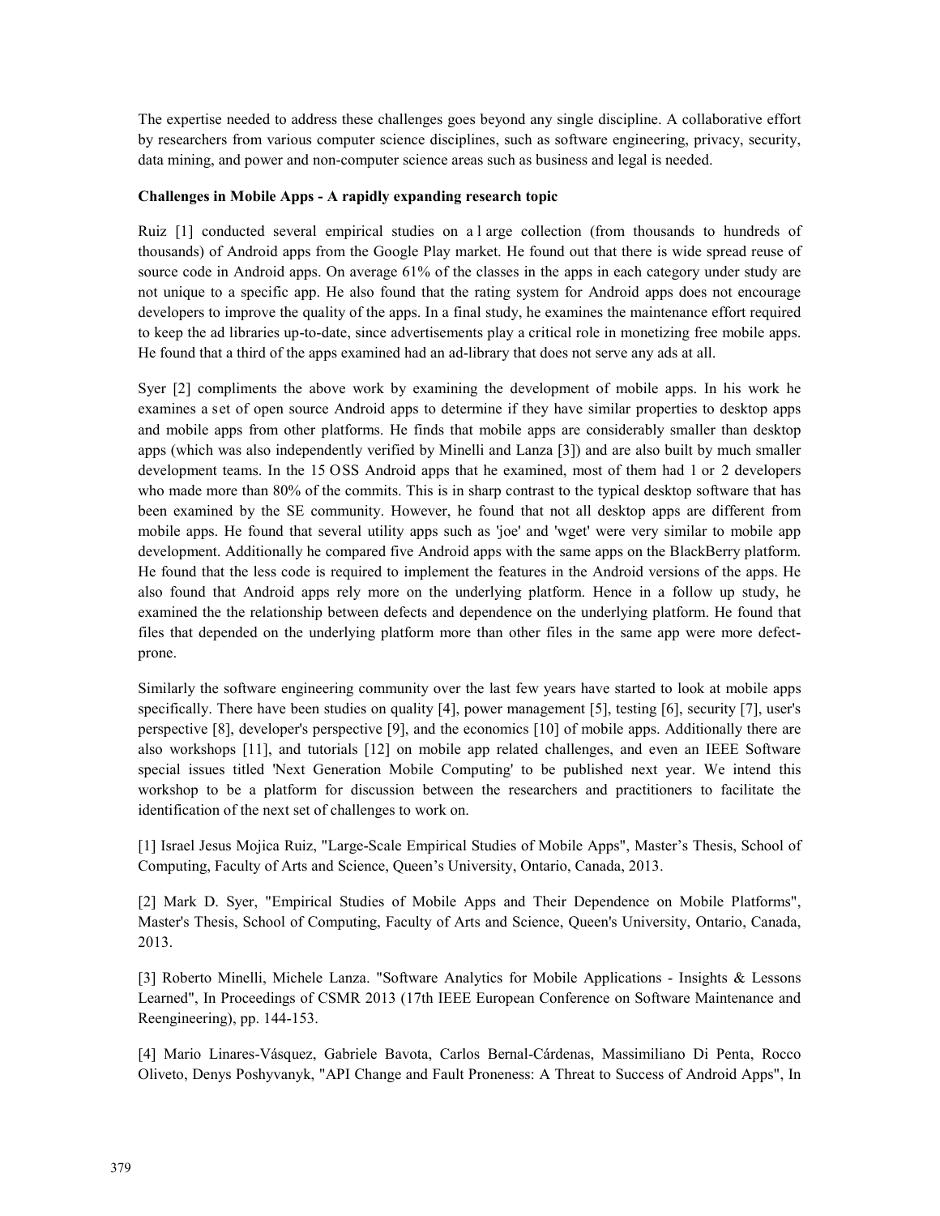The expertise needed to address these challenges goes beyond any single discipline. A collaborative effort by researchers from various computer science disciplines, such as software engineering, privacy, security, data mining, and power and non-computer science areas such as business and legal is needed.

**Challenges in Mobile Apps - A rapidly expanding research topic**

Ruiz [1] conducted several empirical studies on a l arge collection (from thousands to hundreds of thousands) of Android apps from the Google Play market. He found out that there is wide spread reuse of source code in Android apps. On average 61% of the classes in the apps in each category under study are not unique to a specific app. He also found that the rating system for Android apps does not encourage developers to improve the quality of the apps. In a final study, he examines the maintenance effort required to keep the ad libraries up-to-date, since advertisements play a critical role in monetizing free mobile apps. He found that a third of the apps examined had an ad-library that does not serve any ads at all.

Syer [2] compliments the above work by examining the development of mobile apps. In his work he examines a set of open source Android apps to determine if they have similar properties to desktop apps and mobile apps from other platforms. He finds that mobile apps are considerably smaller than desktop apps (which was also independently verified by Minelli and Lanza [3]) and are also built by much smaller development teams. In the 15 OSS Android apps that he examined, most of them had 1 or 2 developers who made more than 80% of the commits. This is in sharp contrast to the typical desktop software that has been examined by the SE community. However, he found that not all desktop apps are different from mobile apps. He found that several utility apps such as 'joe' and 'wget' were very similar to mobile app development. Additionally he compared five Android apps with the same apps on the BlackBerry platform. He found that the less code is required to implement the features in the Android versions of the apps. He also found that Android apps rely more on the underlying platform. Hence in a follow up study, he examined the the relationship between defects and dependence on the underlying platform. He found that files that depended on the underlying platform more than other files in the same app were more defect-prone.

Similarly the software engineering community over the last few years have started to look at mobile apps specifically. There have been studies on quality [4], power management [5], testing [6], security [7], user's perspective [8], developer's perspective [9], and the economics [10] of mobile apps. Additionally there are also workshops [11], and tutorials [12] on mobile app related challenges, and even an IEEE Software special issues titled 'Next Generation Mobile Computing' to be published next year. We intend this workshop to be a platform for discussion between the researchers and practitioners to facilitate the identification of the next set of challenges to work on.

[1] Israel Jesus Mojica Ruiz, "Large-Scale Empirical Studies of Mobile Apps", Master's Thesis, School of Computing, Faculty of Arts and Science, Queen's University, Ontario, Canada, 2013.

[2] Mark D. Syer, "Empirical Studies of Mobile Apps and Their Dependence on Mobile Platforms", Master's Thesis, School of Computing, Faculty of Arts and Science, Queen's University, Ontario, Canada, 2013.

[3] Roberto Minelli, Michele Lanza. "Software Analytics for Mobile Applications - Insights & Lessons Learned", In Proceedings of CSMR 2013 (17th IEEE European Conference on Software Maintenance and Reengineering), pp. 144-153.

[4] Mario Linares-Vásquez, Gabriele Bavota, Carlos Bernal-Cárdenas, Massimiliano Di Penta, Rocco Oliveto, Denys Poshyvanyk, "API Change and Fault Proneness: A Threat to Success of Android Apps", In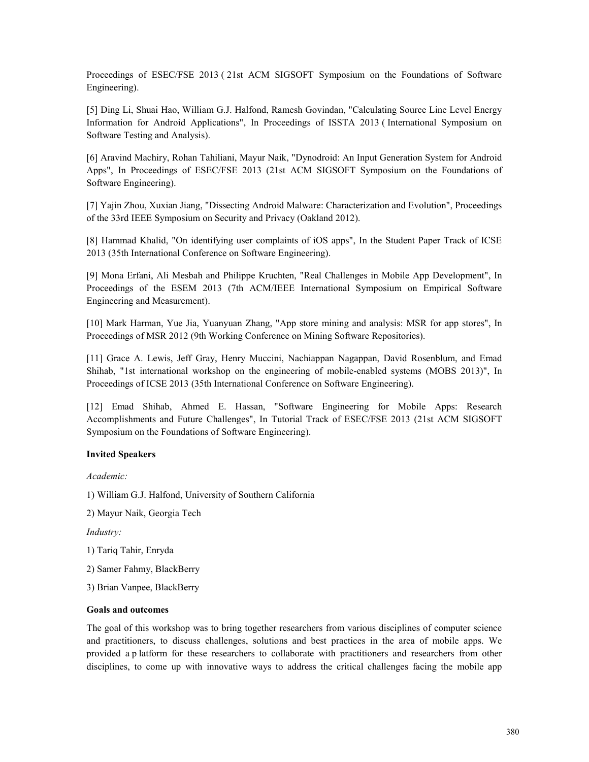Proceedings of ESEC/FSE 2013 ( 21st ACM SIGSOFT Symposium on the Foundations of Software Engineering).

[5] Ding Li, Shuai Hao, William G.J. Halfond, Ramesh Govindan, "Calculating Source Line Level Energy Information for Android Applications", In Proceedings of ISSTA 2013 ( International Symposium on Software Testing and Analysis).

[6] Aravind Machiry, Rohan Tahiliani, Mayur Naik, "Dynodroid: An Input Generation System for Android Apps", In Proceedings of ESEC/FSE 2013 (21st ACM SIGSOFT Symposium on the Foundations of Software Engineering).

[7] Yajin Zhou, Xuxian Jiang, "Dissecting Android Malware: Characterization and Evolution", Proceedings of the 33rd IEEE Symposium on Security and Privacy (Oakland 2012).

[8] Hammad Khalid, "On identifying user complaints of iOS apps", In the Student Paper Track of ICSE 2013 (35th International Conference on Software Engineering).

[9] Mona Erfani, Ali Mesbah and Philippe Kruchten, "Real Challenges in Mobile App Development", In Proceedings of the ESEM 2013 (7th ACM/IEEE International Symposium on Empirical Software Engineering and Measurement).

[10] Mark Harman, Yue Jia, Yuanyuan Zhang, "App store mining and analysis: MSR for app stores", In Proceedings of MSR 2012 (9th Working Conference on Mining Software Repositories).

[11] Grace A. Lewis, Jeff Gray, Henry Muccini, Nachiappan Nagappan, David Rosenblum, and Emad Shihab, "1st international workshop on the engineering of mobile-enabled systems (MOBS 2013)", In Proceedings of ICSE 2013 (35th International Conference on Software Engineering).

[12] Emad Shihab, Ahmed E. Hassan, "Software Engineering for Mobile Apps: Research Accomplishments and Future Challenges", In Tutorial Track of ESEC/FSE 2013 (21st ACM SIGSOFT Symposium on the Foundations of Software Engineering).

**Invited Speakers**

*Academic:*

1) William G.J. Halfond, University of Southern California

2) Mayur Naik, Georgia Tech

*Industry:*

1) Tariq Tahir, Enryda

2) Samer Fahmy, BlackBerry

3) Brian Vanpee, BlackBerry

**Goals and outcomes**

The goal of this workshop was to bring together researchers from various disciplines of computer science and practitioners, to discuss challenges, solutions and best practices in the area of mobile apps. We provided a p latform for these researchers to collaborate with practitioners and researchers from other disciplines, to come up with innovative ways to address the critical challenges facing the mobile app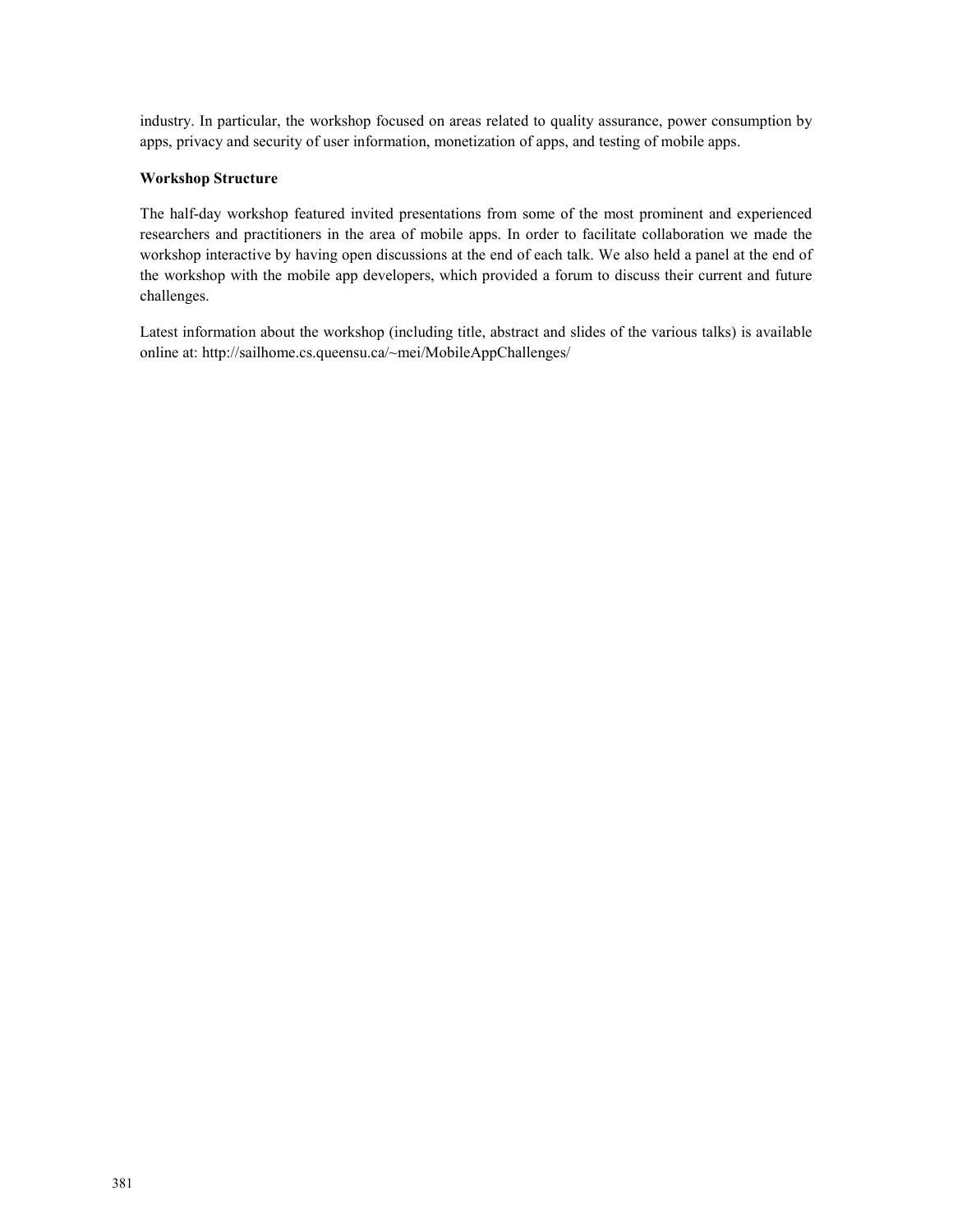industry. In particular, the workshop focused on areas related to quality assurance, power consumption by apps, privacy and security of user information, monetization of apps, and testing of mobile apps.

**Workshop Structure**

The half-day workshop featured invited presentations from some of the most prominent and experienced researchers and practitioners in the area of mobile apps. In order to facilitate collaboration we made the workshop interactive by having open discussions at the end of each talk. We also held a panel at the end of the workshop with the mobile app developers, which provided a forum to discuss their current and future challenges.

Latest information about the workshop (including title, abstract and slides of the various talks) is available online at: http://sailhome.cs.queensu.ca/~mei/MobileAppChallenges/